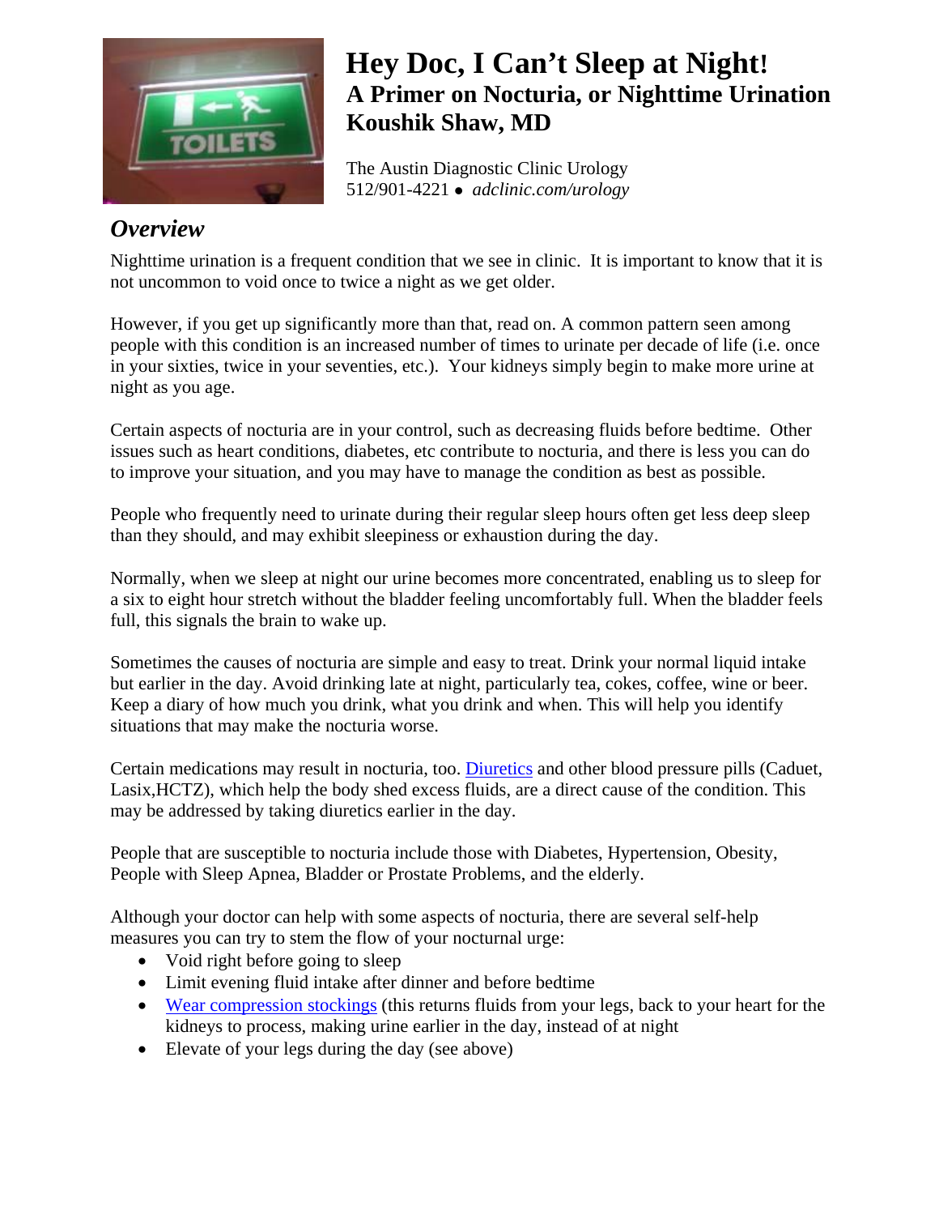# Hey Doc, I Can't Sleep at Night!

## A Primer on Nocturia, or Nighttime Urination

## Koushik Shaw, MD

The Austin Diagnostic Clinic Urology
512/901-4221 • *adclinic.com/urology*

## *Overview*

Nighttime urination is a frequent condition that we see in clinic. It is important to know that it is not uncommon to void once to twice a night as we get older.

However, if you get up significantly more than that, read on. A common pattern seen among people with this condition is an increased number of times to urinate per decade of life (i.e. once in your sixties, twice in your seventies, etc.). Your kidneys simply begin to make more urine at night as you age.

Certain aspects of nocturia are in your control, such as decreasing fluids before bedtime. Other issues such as heart conditions, diabetes, etc contribute to nocturia, and there is less you can do to improve your situation, and you may have to manage the condition as best as possible.

People who frequently need to urinate during their regular sleep hours often get less deep sleep than they should, and may exhibit sleepiness or exhaustion during the day.

Normally, when we sleep at night our urine becomes more concentrated, enabling us to sleep for a six to eight hour stretch without the bladder feeling uncomfortably full. When the bladder feels full, this signals the brain to wake up.

Sometimes the causes of nocturia are simple and easy to treat. Drink your normal liquid intake but earlier in the day. Avoid drinking late at night, particularly tea, cokes, coffee, wine or beer. Keep a diary of how much you drink, what you drink and when. This will help you identify situations that may make the nocturia worse.

Certain medications may result in nocturia, too. Diuretics and other blood pressure pills (Caduet, Lasix,HCTZ), which help the body shed excess fluids, are a direct cause of the condition. This may be addressed by taking diuretics earlier in the day.

People that are susceptible to nocturia include those with Diabetes, Hypertension, Obesity, People with Sleep Apnea, Bladder or Prostate Problems, and the elderly.

Although your doctor can help with some aspects of nocturia, there are several self-help measures you can try to stem the flow of your nocturnal urge:

- Void right before going to sleep
- Limit evening fluid intake after dinner and before bedtime
- Wear compression stockings (this returns fluids from your legs, back to your heart for the kidneys to process, making urine earlier in the day, instead of at night
- Elevate of your legs during the day (see above)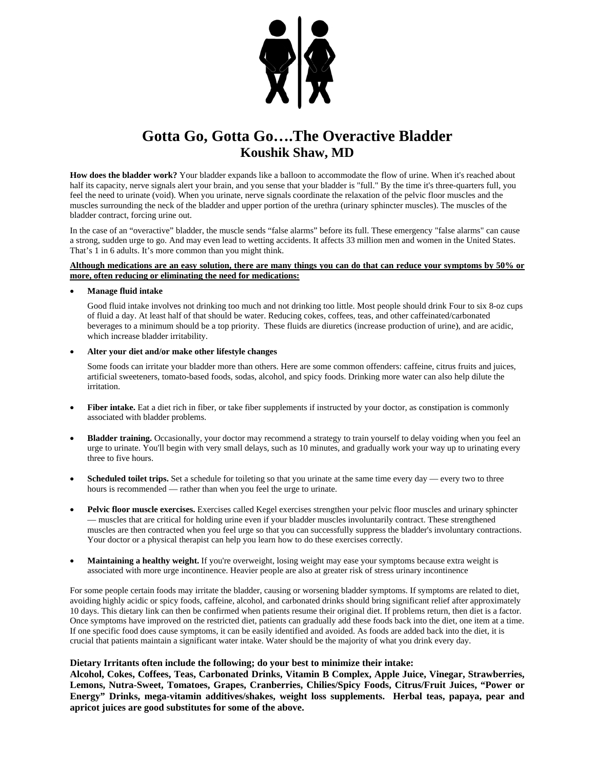# Gotta Go, Gotta Go….The Overactive Bladder

## Koushik Shaw, MD

**How does the bladder work?** Your bladder expands like a balloon to accommodate the flow of urine. When it's reached about half its capacity, nerve signals alert your brain, and you sense that your bladder is "full." By the time it's three-quarters full, you feel the need to urinate (void). When you urinate, nerve signals coordinate the relaxation of the pelvic floor muscles and the muscles surrounding the neck of the bladder and upper portion of the urethra (urinary sphincter muscles). The muscles of the bladder contract, forcing urine out.

In the case of an "overactive" bladder, the muscle sends "false alarms" before its full. These emergency "false alarms" can cause a strong, sudden urge to go. And may even lead to wetting accidents. It affects 33 million men and women in the United States. That's 1 in 6 adults. It's more common than you might think.

**Although medications are an easy solution, there are many things you can do that can reduce your symptoms by 50% or more, often reducing or eliminating the need for medications:**

- **Manage fluid intake**

  Good fluid intake involves not drinking too much and not drinking too little. Most people should drink Four to six 8-oz cups of fluid a day. At least half of that should be water. Reducing cokes, coffees, teas, and other caffeinated/carbonated beverages to a minimum should be a top priority. These fluids are diuretics (increase production of urine), and are acidic, which increase bladder irritability.

- **Alter your diet and/or make other lifestyle changes**

  Some foods can irritate your bladder more than others. Here are some common offenders: caffeine, citrus fruits and juices, artificial sweeteners, tomato-based foods, sodas, alcohol, and spicy foods. Drinking more water can also help dilute the irritation.

- **Fiber intake.** Eat a diet rich in fiber, or take fiber supplements if instructed by your doctor, as constipation is commonly associated with bladder problems.

- **Bladder training.** Occasionally, your doctor may recommend a strategy to train yourself to delay voiding when you feel an urge to urinate. You'll begin with very small delays, such as 10 minutes, and gradually work your way up to urinating every three to five hours.

- **Scheduled toilet trips.** Set a schedule for toileting so that you urinate at the same time every day — every two to three hours is recommended — rather than when you feel the urge to urinate.

- **Pelvic floor muscle exercises.** Exercises called Kegel exercises strengthen your pelvic floor muscles and urinary sphincter — muscles that are critical for holding urine even if your bladder muscles involuntarily contract. These strengthened muscles are then contracted when you feel urge so that you can successfully suppress the bladder's involuntary contractions. Your doctor or a physical therapist can help you learn how to do these exercises correctly.

- **Maintaining a healthy weight.** If you're overweight, losing weight may ease your symptoms because extra weight is associated with more urge incontinence. Heavier people are also at greater risk of stress urinary incontinence

For some people certain foods may irritate the bladder, causing or worsening bladder symptoms. If symptoms are related to diet, avoiding highly acidic or spicy foods, caffeine, alcohol, and carbonated drinks should bring significant relief after approximately 10 days. This dietary link can then be confirmed when patients resume their original diet. If problems return, then diet is a factor. Once symptoms have improved on the restricted diet, patients can gradually add these foods back into the diet, one item at a time. If one specific food does cause symptoms, it can be easily identified and avoided. As foods are added back into the diet, it is crucial that patients maintain a significant water intake. Water should be the majority of what you drink every day.

**Dietary Irritants often include the following; do your best to minimize their intake:**
**Alcohol, Cokes, Coffees, Teas, Carbonated Drinks, Vitamin B Complex, Apple Juice, Vinegar, Strawberries, Lemons, Nutra-Sweet, Tomatoes, Grapes, Cranberries, Chilies/Spicy Foods, Citrus/Fruit Juices, "Power or Energy" Drinks, mega-vitamin additives/shakes, weight loss supplements. Herbal teas, papaya, pear and apricot juices are good substitutes for some of the above.**